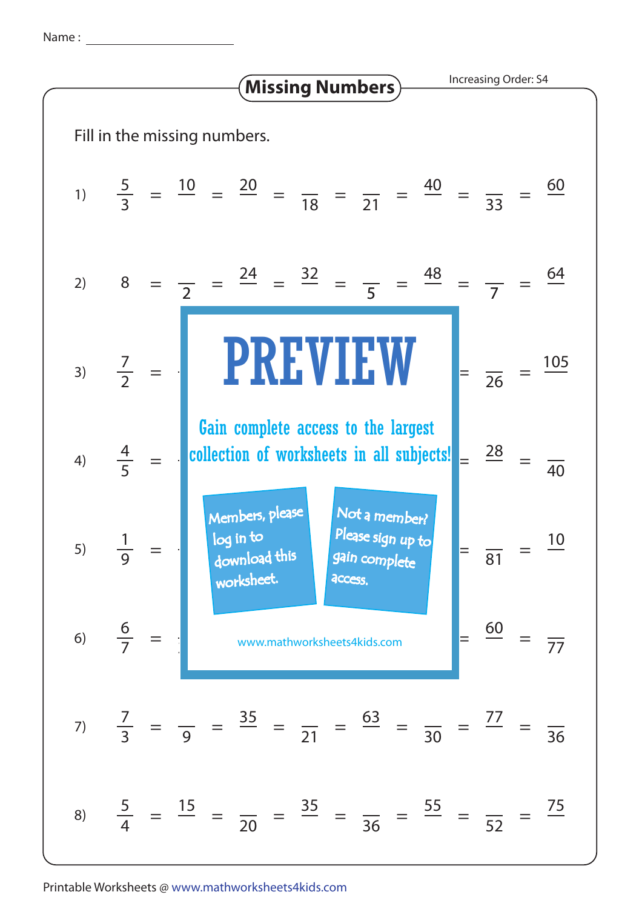Name : ____________________

# Missing Numbers

Increasing Order: S4

Fill in the missing numbers.

1) $\frac{5}{3} = \frac{10}{\underline{\quad}} = \frac{20}{\underline{\quad}} = \frac{\underline{\quad}}{18} = \frac{\underline{\quad}}{21} = \frac{40}{\underline{\quad}} = \frac{\underline{\quad}}{33} = \frac{60}{\underline{\quad}}$

2) $8 = \frac{\underline{\quad}}{2} = \frac{24}{\underline{\quad}} = \frac{32}{\underline{\quad}} = \frac{\underline{\quad}}{5} = \frac{48}{\underline{\quad}} = \frac{\underline{\quad}}{7} = \frac{64}{\underline{\quad}}$

3) $\frac{7}{2} = \ldots = \frac{\underline{\quad}}{26} = \frac{105}{\underline{\quad}}$

4) $\frac{4}{5} = \ldots = \frac{28}{\underline{\quad}} = \frac{\underline{\quad}}{40}$

5) $\frac{1}{9} = \ldots = \frac{\underline{\quad}}{81} = \frac{10}{\underline{\quad}}$

6) $\frac{6}{7} = \ldots = \frac{60}{\underline{\quad}} = \frac{\underline{\quad}}{77}$

7) $\frac{7}{3} = \frac{\underline{\quad}}{9} = \frac{35}{\underline{\quad}} = \frac{\underline{\quad}}{21} = \frac{63}{\underline{\quad}} = \frac{\underline{\quad}}{30} = \frac{77}{\underline{\quad}} = \frac{\underline{\quad}}{36}$

8) $\frac{5}{4} = \frac{15}{\underline{\quad}} = \frac{\underline{\quad}}{20} = \frac{35}{\underline{\quad}} = \frac{\underline{\quad}}{36} = \frac{55}{\underline{\quad}} = \frac{\underline{\quad}}{52} = \frac{75}{\underline{\quad}}$

**PREVIEW**

Gain complete access to the largest collection of worksheets in all subjects!

Members, please log in to download this worksheet.

Not a member? Please sign up to gain complete access.

www.mathworksheets4kids.com

Printable Worksheets @ www.mathworksheets4kids.com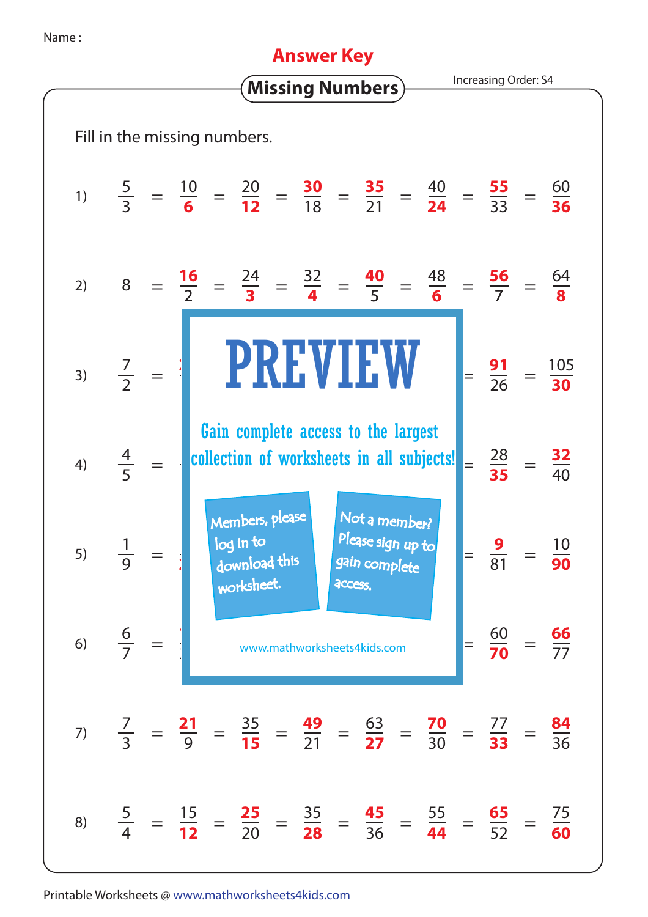Name : ____________________

**Answer Key**

## Missing Numbers

Increasing Order: S4

Fill in the missing numbers.

1) $\frac{5}{3} = \frac{10}{6} = \frac{20}{12} = \frac{30}{18} = \frac{35}{21} = \frac{40}{24} = \frac{55}{33} = \frac{60}{36}$

2) $8 = \frac{16}{2} = \frac{24}{3} = \frac{32}{4} = \frac{40}{5} = \frac{48}{6} = \frac{56}{7} = \frac{64}{8}$

3) $\frac{7}{2} = \ldots = \frac{91}{26} = \frac{105}{30}$

4) $\frac{4}{5} = \ldots = \frac{28}{35} = \frac{32}{40}$

5) $\frac{1}{9} = \ldots = \frac{9}{81} = \frac{10}{90}$

6) $\frac{6}{7} = \ldots = \frac{60}{70} = \frac{66}{77}$

7) $\frac{7}{3} = \frac{21}{9} = \frac{35}{15} = \frac{49}{21} = \frac{63}{27} = \frac{70}{30} = \frac{77}{33} = \frac{84}{36}$

8) $\frac{5}{4} = \frac{15}{12} = \frac{25}{20} = \frac{35}{28} = \frac{45}{36} = \frac{55}{44} = \frac{65}{52} = \frac{75}{60}$

PREVIEW

Gain complete access to the largest collection of worksheets in all subjects!

Members, please log in to download this worksheet.

Not a member? Please sign up to gain complete access.

www.mathworksheets4kids.com

Printable Worksheets @ www.mathworksheets4kids.com